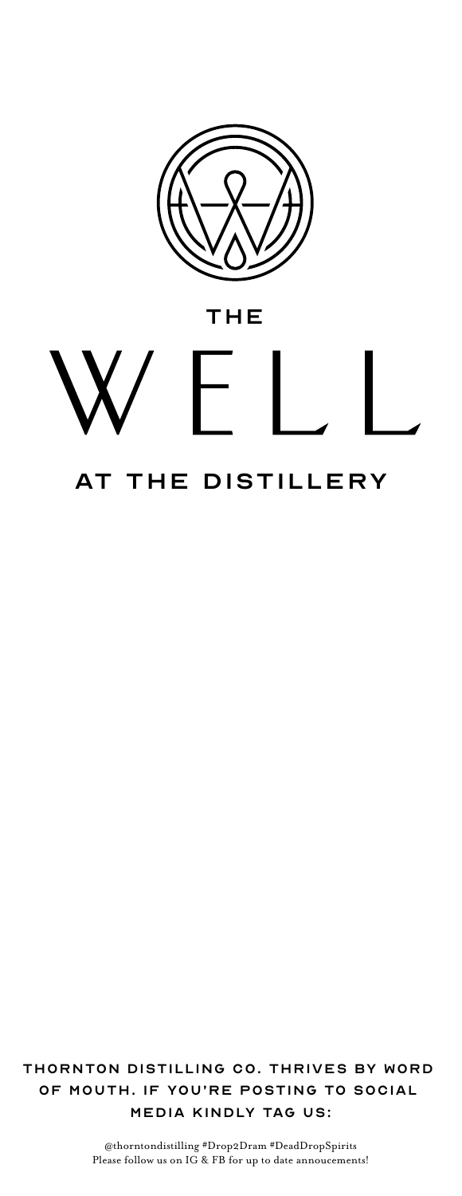THE

# WELL

## AT THE DISTILLERY

**THORNTON DISTILLING CO. THRIVES BY WORD OF MOUTH. IF YOU'RE POSTING TO SOCIAL MEDIA KINDLY TAG US:**

@thorntondistilling #Drop2Dram #DeadDropSpirits
Please follow us on IG & FB for up to date annoucements!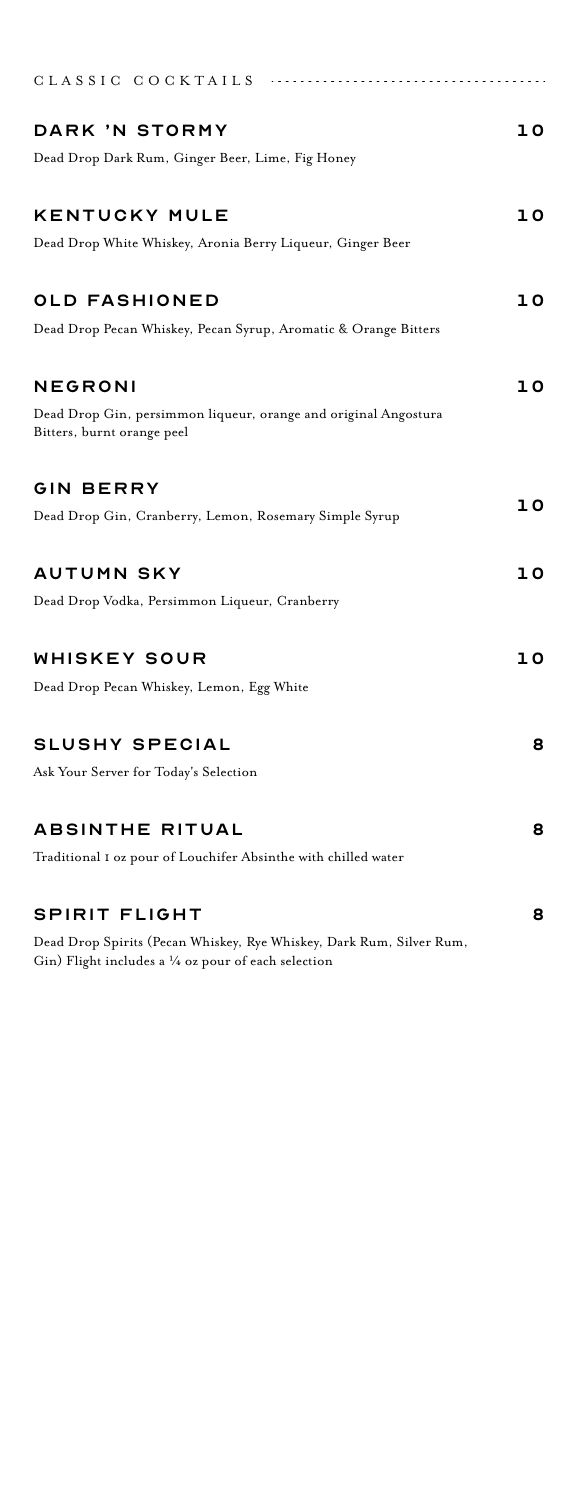## CLASSIC COCKTAILS

### DARK 'N STORMY — 10

Dead Drop Dark Rum, Ginger Beer, Lime, Fig Honey

### KENTUCKY MULE — 10

Dead Drop White Whiskey, Aronia Berry Liqueur, Ginger Beer

### OLD FASHIONED — 10

Dead Drop Pecan Whiskey, Pecan Syrup, Aromatic & Orange Bitters

### NEGRONI — 10

Dead Drop Gin, persimmon liqueur, orange and original Angostura Bitters, burnt orange peel

### GIN BERRY — 10

Dead Drop Gin, Cranberry, Lemon, Rosemary Simple Syrup

### AUTUMN SKY — 10

Dead Drop Vodka, Persimmon Liqueur, Cranberry

### WHISKEY SOUR — 10

Dead Drop Pecan Whiskey, Lemon, Egg White

### SLUSHY SPECIAL — 8

Ask Your Server for Today's Selection

### ABSINTHE RITUAL — 8

Traditional 1 oz pour of Louchifer Absinthe with chilled water

### SPIRIT FLIGHT — 8

Dead Drop Spirits (Pecan Whiskey, Rye Whiskey, Dark Rum, Silver Rum, Gin) Flight includes a ¼ oz pour of each selection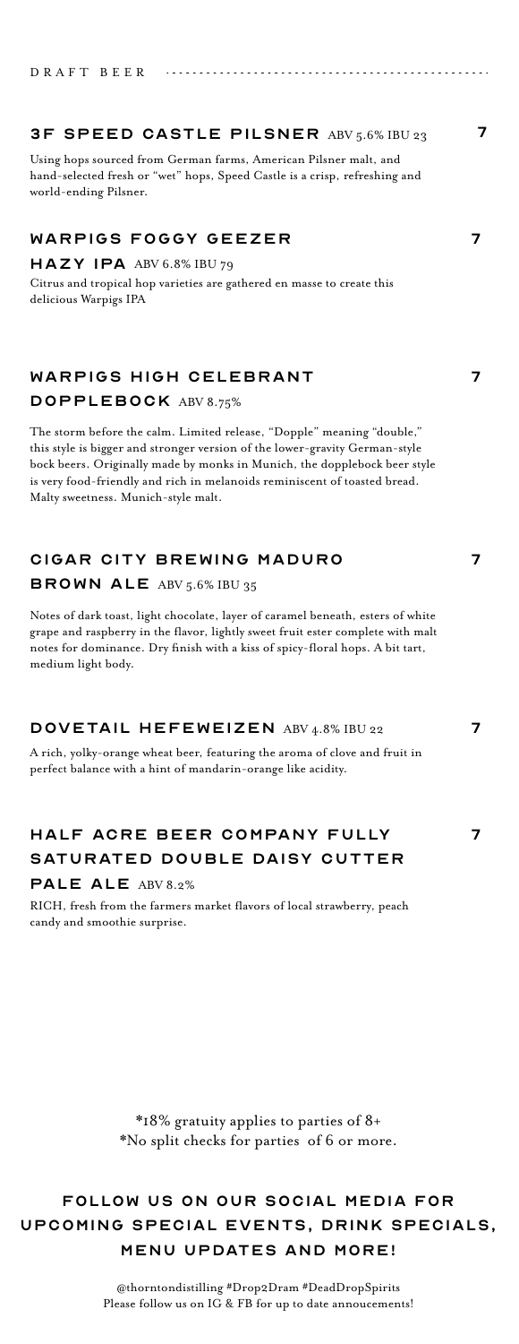DRAFT BEER

## 3F SPEED CASTLE PILSNER ABV 5.6% IBU 23 — 7

Using hops sourced from German farms, American Pilsner malt, and hand-selected fresh or "wet" hops, Speed Castle is a crisp, refreshing and world-ending Pilsner.

## WARPIGS FOGGY GEEZER HAZY IPA ABV 6.8% IBU 79 — 7

Citrus and tropical hop varieties are gathered en masse to create this delicious Warpigs IPA

## WARPIGS HIGH CELEBRANT DOPPLEBOCK ABV 8.75% — 7

The storm before the calm. Limited release, "Dopple" meaning "double," this style is bigger and stronger version of the lower-gravity German-style bock beers. Originally made by monks in Munich, the dopplebock beer style is very food-friendly and rich in melanoids reminiscent of toasted bread. Malty sweetness. Munich-style malt.

## CIGAR CITY BREWING MADURO BROWN ALE ABV 5.6% IBU 35 — 7

Notes of dark toast, light chocolate, layer of caramel beneath, esters of white grape and raspberry in the flavor, lightly sweet fruit ester complete with malt notes for dominance. Dry finish with a kiss of spicy-floral hops. A bit tart, medium light body.

## DOVETAIL HEFEWEIZEN ABV 4.8% IBU 22 — 7

A rich, yolky-orange wheat beer, featuring the aroma of clove and fruit in perfect balance with a hint of mandarin-orange like acidity.

## HALF ACRE BEER COMPANY FULLY SATURATED DOUBLE DAISY CUTTER PALE ALE ABV 8.2% — 7

RICH, fresh from the farmers market flavors of local strawberry, peach candy and smoothie surprise.

*18% gratuity applies to parties of 8+
*No split checks for parties of 6 or more.

## FOLLOW US ON OUR SOCIAL MEDIA FOR UPCOMING SPECIAL EVENTS, DRINK SPECIALS, MENU UPDATES AND MORE!

@thorntondistilling #Drop2Dram #DeadDropSpirits
Please follow us on IG & FB for up to date annoucements!